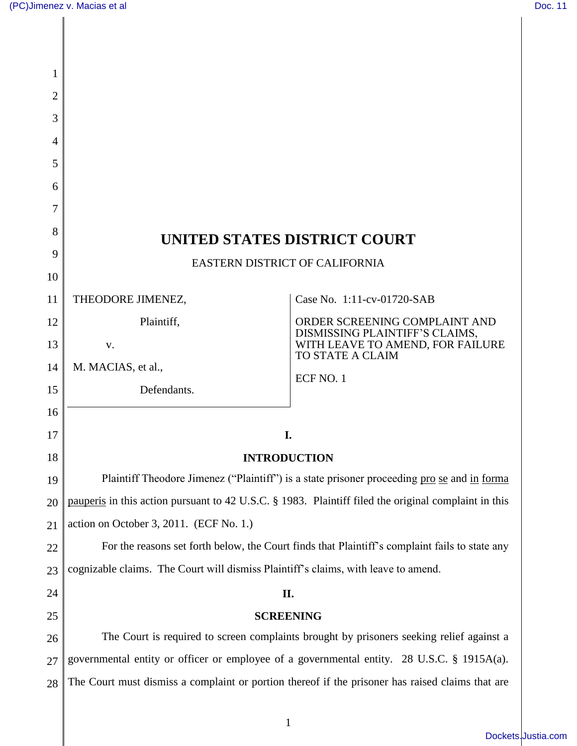# UNITED STATES DISTRICT COURT

EASTERN DISTRICT OF CALIFORNIA

| | |
|---|---|
| THEODORE JIMENEZ,<br><br>Plaintiff,<br><br>v.<br><br>M. MACIAS, et al.,<br><br>Defendants. | Case No. 1:11-cv-01720-SAB<br><br>ORDER SCREENING COMPLAINT AND DISMISSING PLAINTIFF'S CLAIMS, WITH LEAVE TO AMEND, FOR FAILURE TO STATE A CLAIM<br><br>ECF NO. 1 |

## I.

## INTRODUCTION

Plaintiff Theodore Jimenez ("Plaintiff") is a state prisoner proceeding pro se and in forma pauperis in this action pursuant to 42 U.S.C. § 1983. Plaintiff filed the original complaint in this action on October 3, 2011. (ECF No. 1.)

For the reasons set forth below, the Court finds that Plaintiff's complaint fails to state any cognizable claims. The Court will dismiss Plaintiff's claims, with leave to amend.

## II.

## SCREENING

The Court is required to screen complaints brought by prisoners seeking relief against a governmental entity or officer or employee of a governmental entity. 28 U.S.C. § 1915A(a). The Court must dismiss a complaint or portion thereof if the prisoner has raised claims that are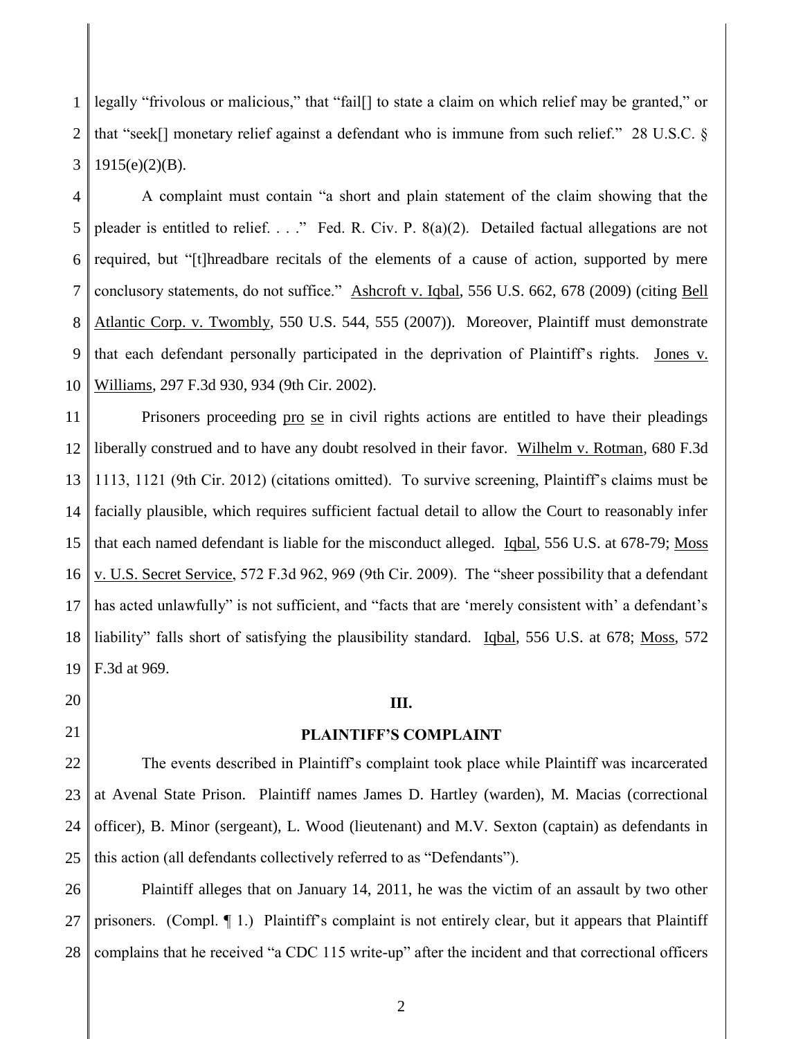legally "frivolous or malicious," that "fail[] to state a claim on which relief may be granted," or that "seek[] monetary relief against a defendant who is immune from such relief." 28 U.S.C. § 1915(e)(2)(B).

A complaint must contain "a short and plain statement of the claim showing that the pleader is entitled to relief. . . ." Fed. R. Civ. P. 8(a)(2). Detailed factual allegations are not required, but "[t]hreadbare recitals of the elements of a cause of action, supported by mere conclusory statements, do not suffice." Ashcroft v. Iqbal, 556 U.S. 662, 678 (2009) (citing Bell Atlantic Corp. v. Twombly, 550 U.S. 544, 555 (2007)). Moreover, Plaintiff must demonstrate that each defendant personally participated in the deprivation of Plaintiff's rights. Jones v. Williams, 297 F.3d 930, 934 (9th Cir. 2002).

Prisoners proceeding pro se in civil rights actions are entitled to have their pleadings liberally construed and to have any doubt resolved in their favor. Wilhelm v. Rotman, 680 F.3d 1113, 1121 (9th Cir. 2012) (citations omitted). To survive screening, Plaintiff's claims must be facially plausible, which requires sufficient factual detail to allow the Court to reasonably infer that each named defendant is liable for the misconduct alleged. Iqbal, 556 U.S. at 678-79; Moss v. U.S. Secret Service, 572 F.3d 962, 969 (9th Cir. 2009). The "sheer possibility that a defendant has acted unlawfully" is not sufficient, and "facts that are 'merely consistent with' a defendant's liability" falls short of satisfying the plausibility standard. Iqbal, 556 U.S. at 678; Moss, 572 F.3d at 969.

## III.

## PLAINTIFF'S COMPLAINT

The events described in Plaintiff's complaint took place while Plaintiff was incarcerated at Avenal State Prison. Plaintiff names James D. Hartley (warden), M. Macias (correctional officer), B. Minor (sergeant), L. Wood (lieutenant) and M.V. Sexton (captain) as defendants in this action (all defendants collectively referred to as "Defendants").

Plaintiff alleges that on January 14, 2011, he was the victim of an assault by two other prisoners. (Compl. ¶ 1.) Plaintiff's complaint is not entirely clear, but it appears that Plaintiff complains that he received "a CDC 115 write-up" after the incident and that correctional officers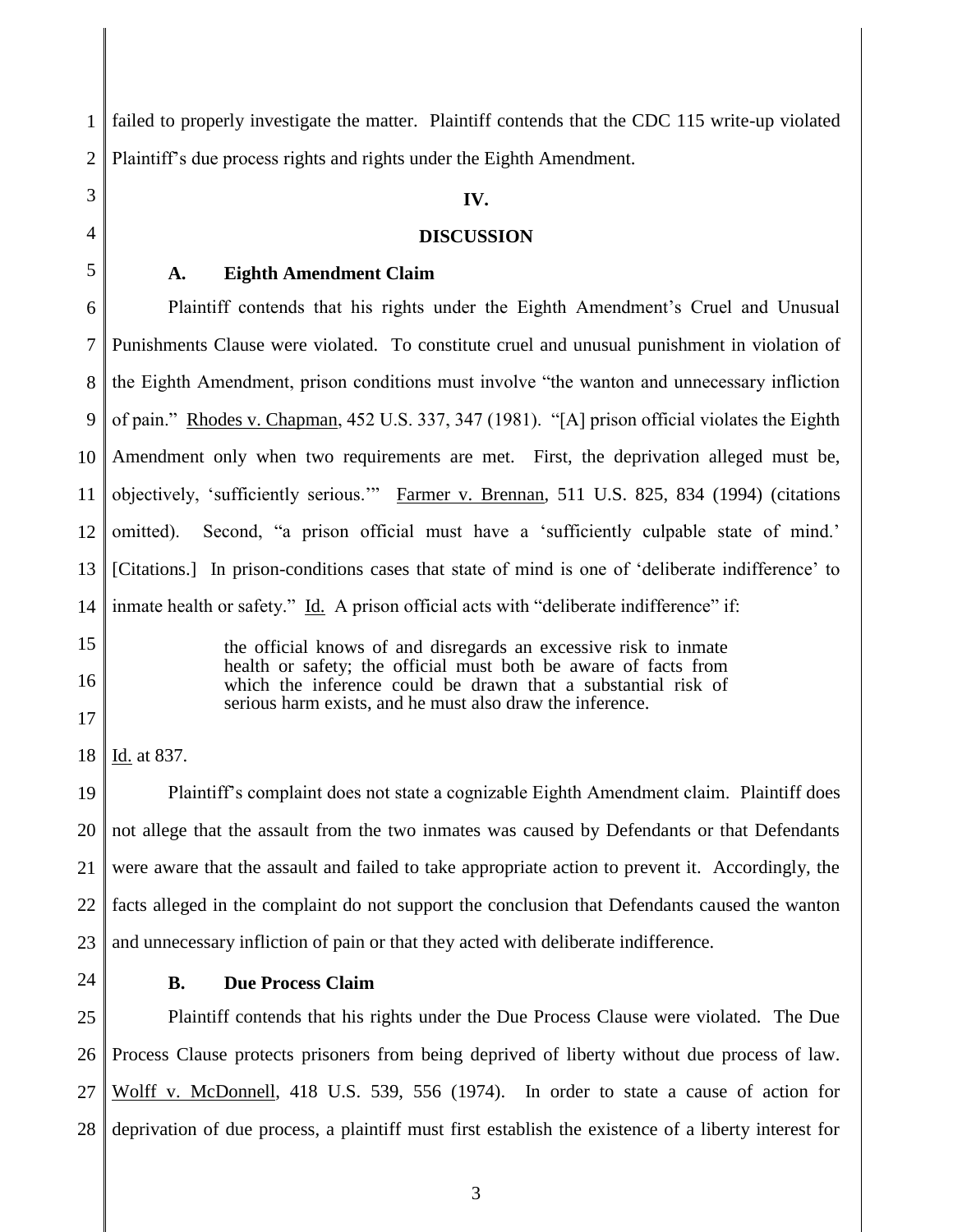failed to properly investigate the matter. Plaintiff contends that the CDC 115 write-up violated Plaintiff's due process rights and rights under the Eighth Amendment.

## IV.

## DISCUSSION

### A. Eighth Amendment Claim

Plaintiff contends that his rights under the Eighth Amendment's Cruel and Unusual Punishments Clause were violated. To constitute cruel and unusual punishment in violation of the Eighth Amendment, prison conditions must involve "the wanton and unnecessary infliction of pain." Rhodes v. Chapman, 452 U.S. 337, 347 (1981). "[A] prison official violates the Eighth Amendment only when two requirements are met. First, the deprivation alleged must be, objectively, 'sufficiently serious.'" Farmer v. Brennan, 511 U.S. 825, 834 (1994) (citations omitted). Second, "a prison official must have a 'sufficiently culpable state of mind.' [Citations.] In prison-conditions cases that state of mind is one of 'deliberate indifference' to inmate health or safety." Id. A prison official acts with "deliberate indifference" if:

> the official knows of and disregards an excessive risk to inmate health or safety; the official must both be aware of facts from which the inference could be drawn that a substantial risk of serious harm exists, and he must also draw the inference.

Id. at 837.

Plaintiff's complaint does not state a cognizable Eighth Amendment claim. Plaintiff does not allege that the assault from the two inmates was caused by Defendants or that Defendants were aware that the assault and failed to take appropriate action to prevent it. Accordingly, the facts alleged in the complaint do not support the conclusion that Defendants caused the wanton and unnecessary infliction of pain or that they acted with deliberate indifference.

### B. Due Process Claim

Plaintiff contends that his rights under the Due Process Clause were violated. The Due Process Clause protects prisoners from being deprived of liberty without due process of law. Wolff v. McDonnell, 418 U.S. 539, 556 (1974). In order to state a cause of action for deprivation of due process, a plaintiff must first establish the existence of a liberty interest for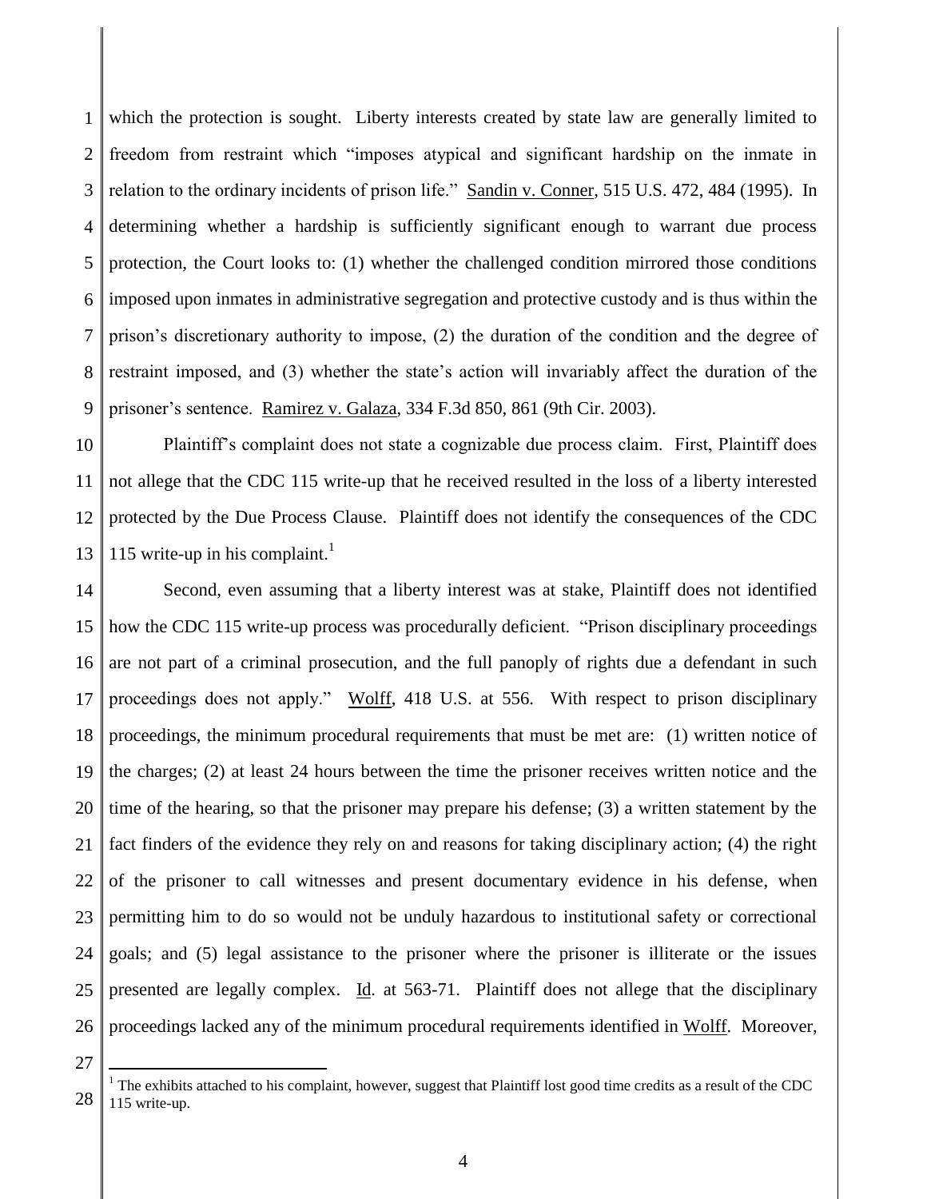which the protection is sought. Liberty interests created by state law are generally limited to freedom from restraint which "imposes atypical and significant hardship on the inmate in relation to the ordinary incidents of prison life." Sandin v. Conner, 515 U.S. 472, 484 (1995). In determining whether a hardship is sufficiently significant enough to warrant due process protection, the Court looks to: (1) whether the challenged condition mirrored those conditions imposed upon inmates in administrative segregation and protective custody and is thus within the prison's discretionary authority to impose, (2) the duration of the condition and the degree of restraint imposed, and (3) whether the state's action will invariably affect the duration of the prisoner's sentence. Ramirez v. Galaza, 334 F.3d 850, 861 (9th Cir. 2003).

Plaintiff's complaint does not state a cognizable due process claim. First, Plaintiff does not allege that the CDC 115 write-up that he received resulted in the loss of a liberty interested protected by the Due Process Clause. Plaintiff does not identify the consequences of the CDC 115 write-up in his complaint.[1]

Second, even assuming that a liberty interest was at stake, Plaintiff does not identified how the CDC 115 write-up process was procedurally deficient. "Prison disciplinary proceedings are not part of a criminal prosecution, and the full panoply of rights due a defendant in such proceedings does not apply." Wolff, 418 U.S. at 556. With respect to prison disciplinary proceedings, the minimum procedural requirements that must be met are: (1) written notice of the charges; (2) at least 24 hours between the time the prisoner receives written notice and the time of the hearing, so that the prisoner may prepare his defense; (3) a written statement by the fact finders of the evidence they rely on and reasons for taking disciplinary action; (4) the right of the prisoner to call witnesses and present documentary evidence in his defense, when permitting him to do so would not be unduly hazardous to institutional safety or correctional goals; and (5) legal assistance to the prisoner where the prisoner is illiterate or the issues presented are legally complex. Id. at 563-71. Plaintiff does not allege that the disciplinary proceedings lacked any of the minimum procedural requirements identified in Wolff. Moreover,

[1] The exhibits attached to his complaint, however, suggest that Plaintiff lost good time credits as a result of the CDC 115 write-up.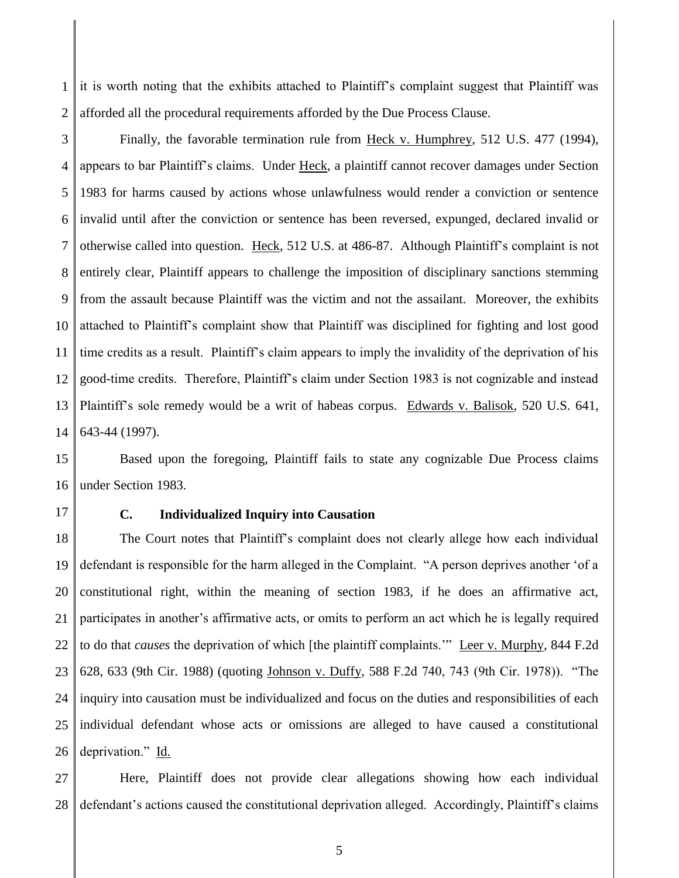it is worth noting that the exhibits attached to Plaintiff's complaint suggest that Plaintiff was afforded all the procedural requirements afforded by the Due Process Clause.

Finally, the favorable termination rule from Heck v. Humphrey, 512 U.S. 477 (1994), appears to bar Plaintiff's claims. Under Heck, a plaintiff cannot recover damages under Section 1983 for harms caused by actions whose unlawfulness would render a conviction or sentence invalid until after the conviction or sentence has been reversed, expunged, declared invalid or otherwise called into question. Heck, 512 U.S. at 486-87. Although Plaintiff's complaint is not entirely clear, Plaintiff appears to challenge the imposition of disciplinary sanctions stemming from the assault because Plaintiff was the victim and not the assailant. Moreover, the exhibits attached to Plaintiff's complaint show that Plaintiff was disciplined for fighting and lost good time credits as a result. Plaintiff's claim appears to imply the invalidity of the deprivation of his good-time credits. Therefore, Plaintiff's claim under Section 1983 is not cognizable and instead Plaintiff's sole remedy would be a writ of habeas corpus. Edwards v. Balisok, 520 U.S. 641, 643-44 (1997).

Based upon the foregoing, Plaintiff fails to state any cognizable Due Process claims under Section 1983.

### C. Individualized Inquiry into Causation

The Court notes that Plaintiff's complaint does not clearly allege how each individual defendant is responsible for the harm alleged in the Complaint. "A person deprives another 'of a constitutional right, within the meaning of section 1983, if he does an affirmative act, participates in another's affirmative acts, or omits to perform an act which he is legally required to do that *causes* the deprivation of which [the plaintiff complaints.'" Leer v. Murphy, 844 F.2d 628, 633 (9th Cir. 1988) (quoting Johnson v. Duffy, 588 F.2d 740, 743 (9th Cir. 1978)). "The inquiry into causation must be individualized and focus on the duties and responsibilities of each individual defendant whose acts or omissions are alleged to have caused a constitutional deprivation." Id.

Here, Plaintiff does not provide clear allegations showing how each individual defendant's actions caused the constitutional deprivation alleged. Accordingly, Plaintiff's claims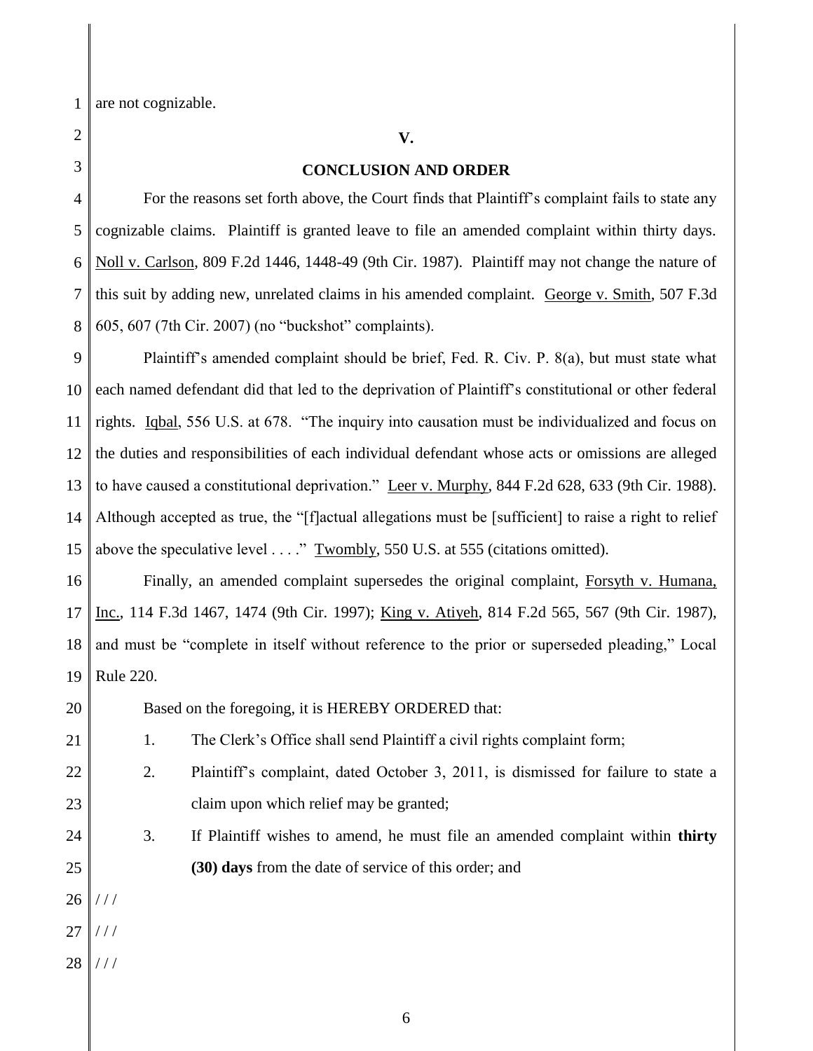are not cognizable.

**V.**

**CONCLUSION AND ORDER**

For the reasons set forth above, the Court finds that Plaintiff's complaint fails to state any cognizable claims. Plaintiff is granted leave to file an amended complaint within thirty days. Noll v. Carlson, 809 F.2d 1446, 1448-49 (9th Cir. 1987). Plaintiff may not change the nature of this suit by adding new, unrelated claims in his amended complaint. George v. Smith, 507 F.3d 605, 607 (7th Cir. 2007) (no "buckshot" complaints).

Plaintiff's amended complaint should be brief, Fed. R. Civ. P. 8(a), but must state what each named defendant did that led to the deprivation of Plaintiff's constitutional or other federal rights. Iqbal, 556 U.S. at 678. "The inquiry into causation must be individualized and focus on the duties and responsibilities of each individual defendant whose acts or omissions are alleged to have caused a constitutional deprivation." Leer v. Murphy, 844 F.2d 628, 633 (9th Cir. 1988). Although accepted as true, the "[f]actual allegations must be [sufficient] to raise a right to relief above the speculative level . . . ." Twombly, 550 U.S. at 555 (citations omitted).

Finally, an amended complaint supersedes the original complaint, Forsyth v. Humana, Inc., 114 F.3d 1467, 1474 (9th Cir. 1997); King v. Atiyeh, 814 F.2d 565, 567 (9th Cir. 1987), and must be "complete in itself without reference to the prior or superseded pleading," Local Rule 220.

Based on the foregoing, it is HEREBY ORDERED that:

1. The Clerk's Office shall send Plaintiff a civil rights complaint form;
2. Plaintiff's complaint, dated October 3, 2011, is dismissed for failure to state a claim upon which relief may be granted;
3. If Plaintiff wishes to amend, he must file an amended complaint within **thirty (30) days** from the date of service of this order; and

/ / /

/ / /

/ / /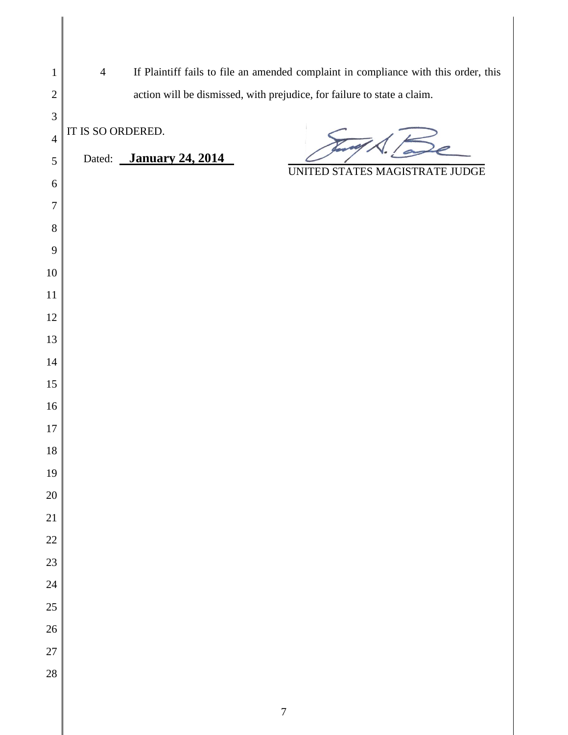4. If Plaintiff fails to file an amended complaint in compliance with this order, this action will be dismissed, with prejudice, for failure to state a claim.

IT IS SO ORDERED.

Dated: **January 24, 2014**

UNITED STATES MAGISTRATE JUDGE